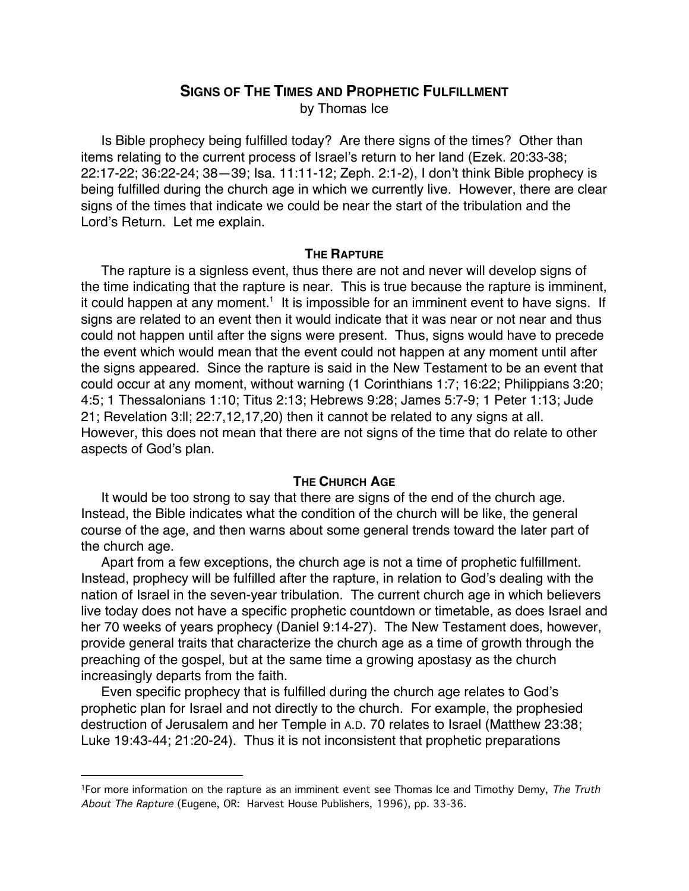# SIGNS OF THE TIMES AND PROPHETIC FULFILLMENT

by Thomas Ice

Is Bible prophecy being fulfilled today? Are there signs of the times? Other than items relating to the current process of Israel's return to her land (Ezek. 20:33-38; 22:17-22; 36:22-24; 38—39; Isa. 11:11-12; Zeph. 2:1-2), I don't think Bible prophecy is being fulfilled during the church age in which we currently live. However, there are clear signs of the times that indicate we could be near the start of the tribulation and the Lord's Return. Let me explain.

## THE RAPTURE

The rapture is a signless event, thus there are not and never will develop signs of the time indicating that the rapture is near. This is true because the rapture is imminent, it could happen at any moment.[1] It is impossible for an imminent event to have signs. If signs are related to an event then it would indicate that it was near or not near and thus could not happen until after the signs were present. Thus, signs would have to precede the event which would mean that the event could not happen at any moment until after the signs appeared. Since the rapture is said in the New Testament to be an event that could occur at any moment, without warning (1 Corinthians 1:7; 16:22; Philippians 3:20; 4:5; 1 Thessalonians 1:10; Titus 2:13; Hebrews 9:28; James 5:7-9; 1 Peter 1:13; Jude 21; Revelation 3:ll; 22:7,12,17,20) then it cannot be related to any signs at all. However, this does not mean that there are not signs of the time that do relate to other aspects of God's plan.

## THE CHURCH AGE

It would be too strong to say that there are signs of the end of the church age. Instead, the Bible indicates what the condition of the church will be like, the general course of the age, and then warns about some general trends toward the later part of the church age.

Apart from a few exceptions, the church age is not a time of prophetic fulfillment. Instead, prophecy will be fulfilled after the rapture, in relation to God's dealing with the nation of Israel in the seven-year tribulation. The current church age in which believers live today does not have a specific prophetic countdown or timetable, as does Israel and her 70 weeks of years prophecy (Daniel 9:14-27). The New Testament does, however, provide general traits that characterize the church age as a time of growth through the preaching of the gospel, but at the same time a growing apostasy as the church increasingly departs from the faith.

Even specific prophecy that is fulfilled during the church age relates to God's prophetic plan for Israel and not directly to the church. For example, the prophesied destruction of Jerusalem and her Temple in A.D. 70 relates to Israel (Matthew 23:38; Luke 19:43-44; 21:20-24). Thus it is not inconsistent that prophetic preparations

---

[1] For more information on the rapture as an imminent event see Thomas Ice and Timothy Demy, *The Truth About The Rapture* (Eugene, OR: Harvest House Publishers, 1996), pp. 33-36.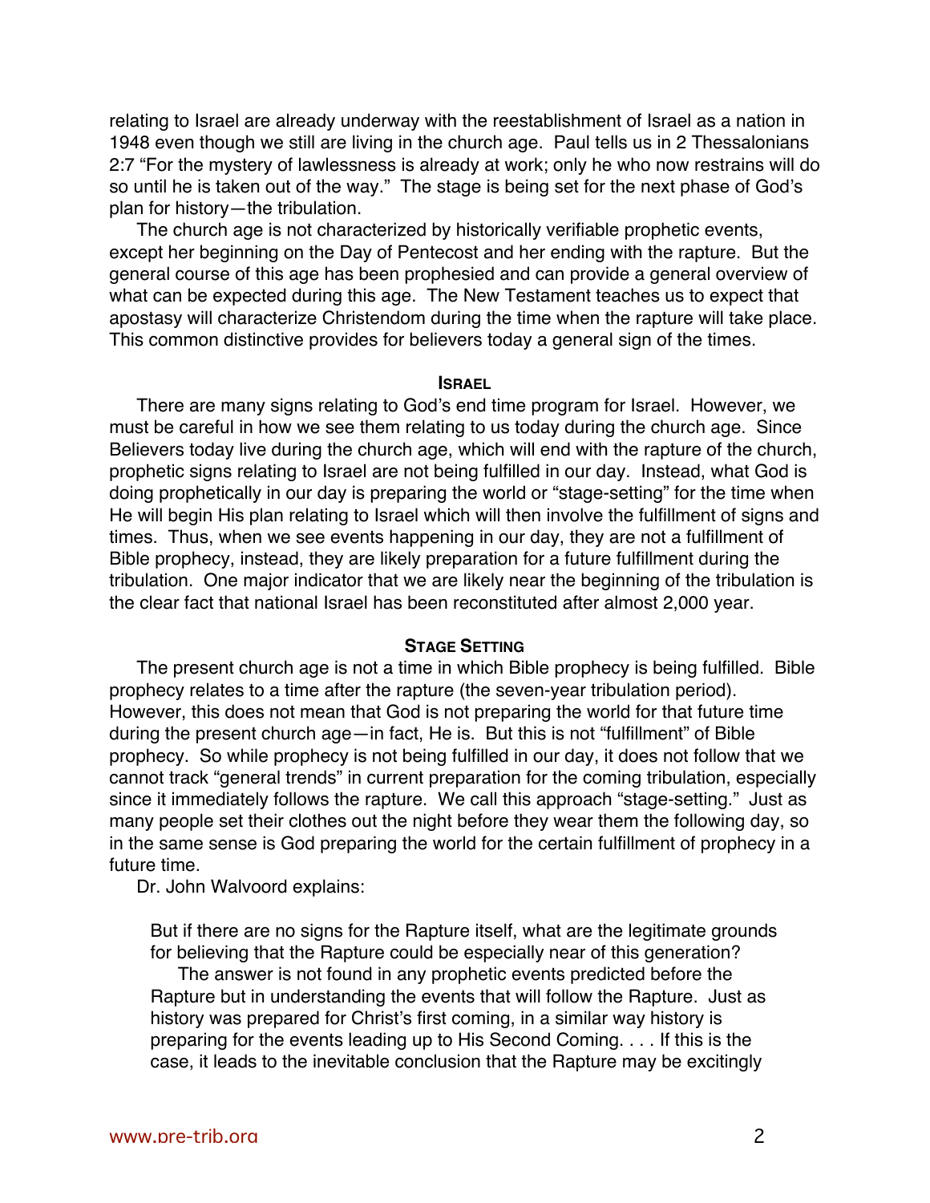relating to Israel are already underway with the reestablishment of Israel as a nation in 1948 even though we still are living in the church age. Paul tells us in 2 Thessalonians 2:7 "For the mystery of lawlessness is already at work; only he who now restrains will do so until he is taken out of the way." The stage is being set for the next phase of God's plan for history—the tribulation.

The church age is not characterized by historically verifiable prophetic events, except her beginning on the Day of Pentecost and her ending with the rapture. But the general course of this age has been prophesied and can provide a general overview of what can be expected during this age. The New Testament teaches us to expect that apostasy will characterize Christendom during the time when the rapture will take place. This common distinctive provides for believers today a general sign of the times.

## Israel

There are many signs relating to God's end time program for Israel. However, we must be careful in how we see them relating to us today during the church age. Since Believers today live during the church age, which will end with the rapture of the church, prophetic signs relating to Israel are not being fulfilled in our day. Instead, what God is doing prophetically in our day is preparing the world or "stage-setting" for the time when He will begin His plan relating to Israel which will then involve the fulfillment of signs and times. Thus, when we see events happening in our day, they are not a fulfillment of Bible prophecy, instead, they are likely preparation for a future fulfillment during the tribulation. One major indicator that we are likely near the beginning of the tribulation is the clear fact that national Israel has been reconstituted after almost 2,000 year.

## Stage Setting

The present church age is not a time in which Bible prophecy is being fulfilled. Bible prophecy relates to a time after the rapture (the seven-year tribulation period). However, this does not mean that God is not preparing the world for that future time during the present church age—in fact, He is. But this is not "fulfillment" of Bible prophecy. So while prophecy is not being fulfilled in our day, it does not follow that we cannot track "general trends" in current preparation for the coming tribulation, especially since it immediately follows the rapture. We call this approach "stage-setting." Just as many people set their clothes out the night before they wear them the following day, so in the same sense is God preparing the world for the certain fulfillment of prophecy in a future time.

Dr. John Walvoord explains:

> But if there are no signs for the Rapture itself, what are the legitimate grounds for believing that the Rapture could be especially near of this generation?
>
> The answer is not found in any prophetic events predicted before the Rapture but in understanding the events that will follow the Rapture. Just as history was prepared for Christ's first coming, in a similar way history is preparing for the events leading up to His Second Coming. . . . If this is the case, it leads to the inevitable conclusion that the Rapture may be excitingly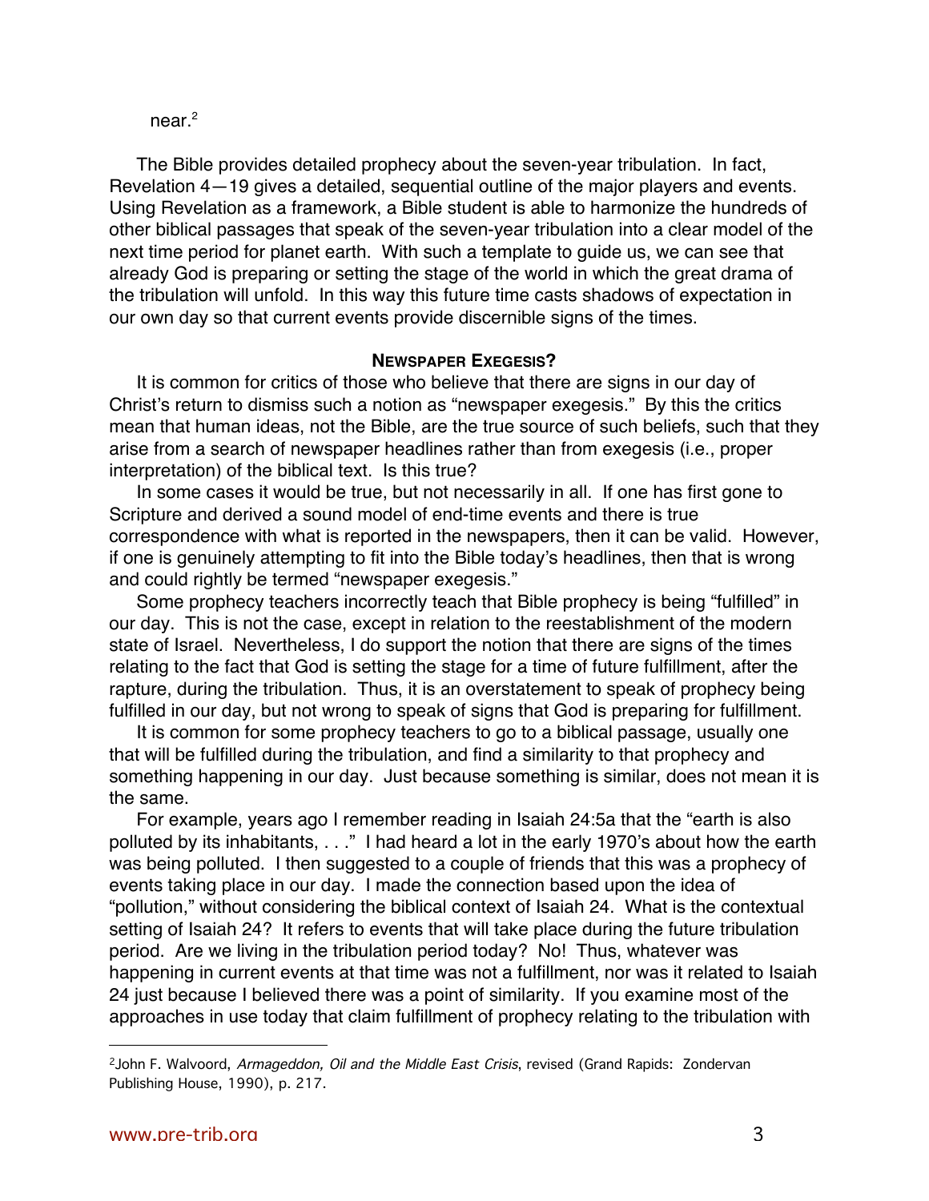near.[2]

The Bible provides detailed prophecy about the seven-year tribulation. In fact, Revelation 4—19 gives a detailed, sequential outline of the major players and events. Using Revelation as a framework, a Bible student is able to harmonize the hundreds of other biblical passages that speak of the seven-year tribulation into a clear model of the next time period for planet earth. With such a template to guide us, we can see that already God is preparing or setting the stage of the world in which the great drama of the tribulation will unfold. In this way this future time casts shadows of expectation in our own day so that current events provide discernible signs of the times.

### NEWSPAPER EXEGESIS?

It is common for critics of those who believe that there are signs in our day of Christ's return to dismiss such a notion as "newspaper exegesis." By this the critics mean that human ideas, not the Bible, are the true source of such beliefs, such that they arise from a search of newspaper headlines rather than from exegesis (i.e., proper interpretation) of the biblical text. Is this true?

In some cases it would be true, but not necessarily in all. If one has first gone to Scripture and derived a sound model of end-time events and there is true correspondence with what is reported in the newspapers, then it can be valid. However, if one is genuinely attempting to fit into the Bible today's headlines, then that is wrong and could rightly be termed "newspaper exegesis."

Some prophecy teachers incorrectly teach that Bible prophecy is being "fulfilled" in our day. This is not the case, except in relation to the reestablishment of the modern state of Israel. Nevertheless, I do support the notion that there are signs of the times relating to the fact that God is setting the stage for a time of future fulfillment, after the rapture, during the tribulation. Thus, it is an overstatement to speak of prophecy being fulfilled in our day, but not wrong to speak of signs that God is preparing for fulfillment.

It is common for some prophecy teachers to go to a biblical passage, usually one that will be fulfilled during the tribulation, and find a similarity to that prophecy and something happening in our day. Just because something is similar, does not mean it is the same.

For example, years ago I remember reading in Isaiah 24:5a that the "earth is also polluted by its inhabitants, . . ." I had heard a lot in the early 1970's about how the earth was being polluted. I then suggested to a couple of friends that this was a prophecy of events taking place in our day. I made the connection based upon the idea of "pollution," without considering the biblical context of Isaiah 24. What is the contextual setting of Isaiah 24? It refers to events that will take place during the future tribulation period. Are we living in the tribulation period today? No! Thus, whatever was happening in current events at that time was not a fulfillment, nor was it related to Isaiah 24 just because I believed there was a point of similarity. If you examine most of the approaches in use today that claim fulfillment of prophecy relating to the tribulation with

---

[2] John F. Walvoord, *Armageddon, Oil and the Middle East Crisis*, revised (Grand Rapids: Zondervan Publishing House, 1990), p. 217.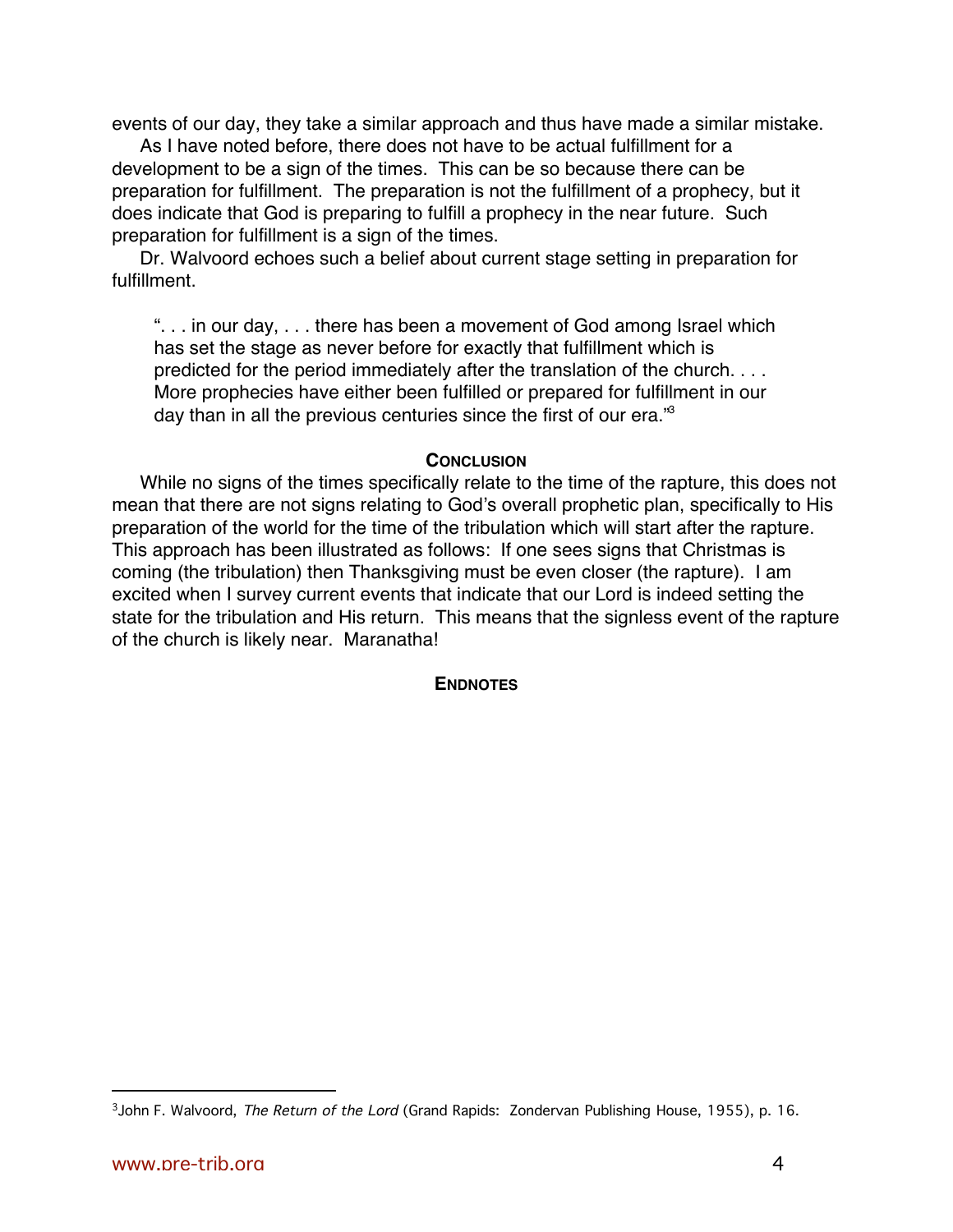events of our day, they take a similar approach and thus have made a similar mistake.

As I have noted before, there does not have to be actual fulfillment for a development to be a sign of the times. This can be so because there can be preparation for fulfillment. The preparation is not the fulfillment of a prophecy, but it does indicate that God is preparing to fulfill a prophecy in the near future. Such preparation for fulfillment is a sign of the times.

Dr. Walvoord echoes such a belief about current stage setting in preparation for fulfillment.

> ". . . in our day, . . . there has been a movement of God among Israel which has set the stage as never before for exactly that fulfillment which is predicted for the period immediately after the translation of the church. . . . More prophecies have either been fulfilled or prepared for fulfillment in our day than in all the previous centuries since the first of our era."[3]

## Conclusion

While no signs of the times specifically relate to the time of the rapture, this does not mean that there are not signs relating to God's overall prophetic plan, specifically to His preparation of the world for the time of the tribulation which will start after the rapture. This approach has been illustrated as follows: If one sees signs that Christmas is coming (the tribulation) then Thanksgiving must be even closer (the rapture). I am excited when I survey current events that indicate that our Lord is indeed setting the state for the tribulation and His return. This means that the signless event of the rapture of the church is likely near. Maranatha!

## Endnotes

[3] John F. Walvoord, *The Return of the Lord* (Grand Rapids: Zondervan Publishing House, 1955), p. 16.